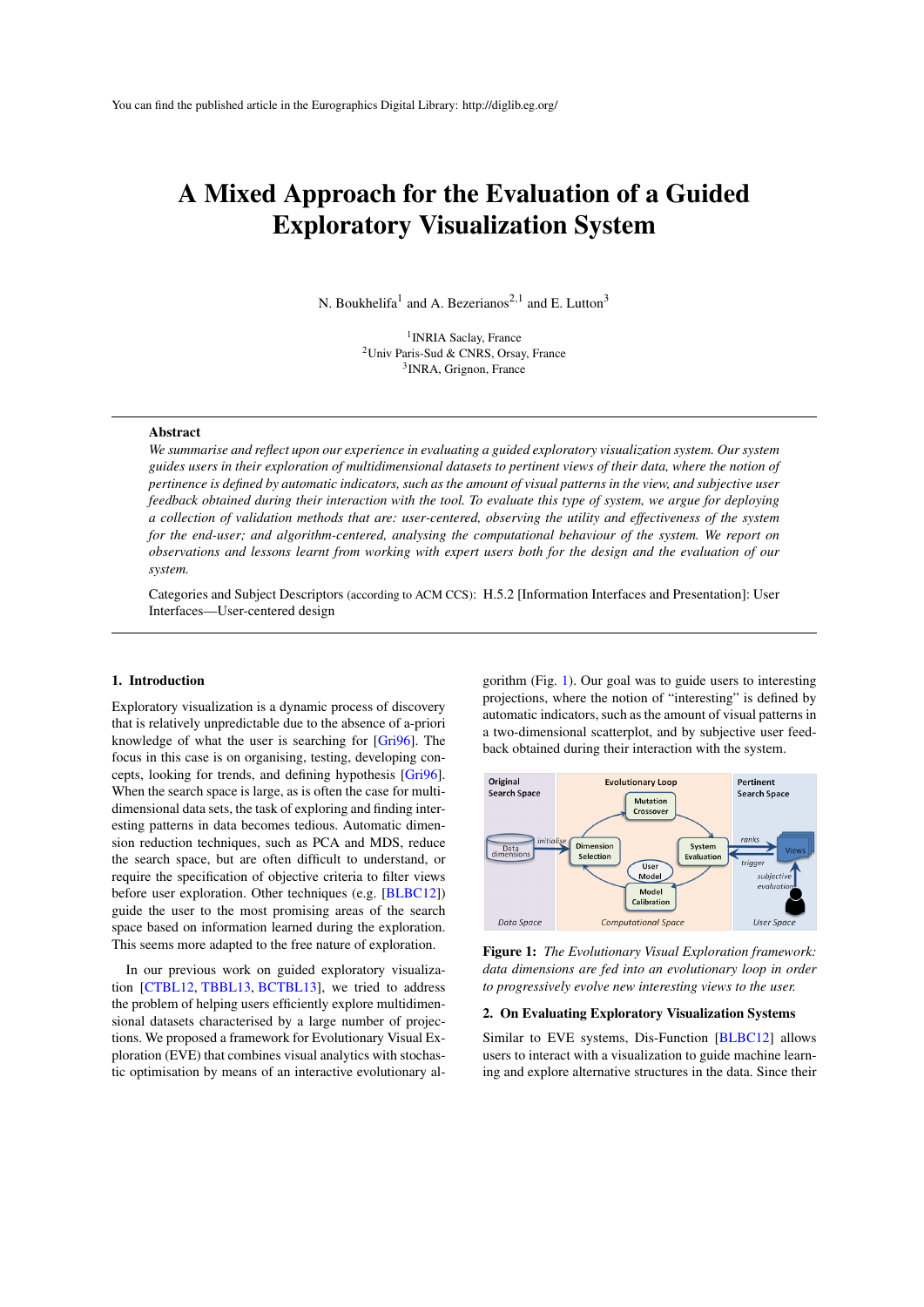You can find the published article in the Eurographics Digital Library: http://diglib.eg.org/

# A Mixed Approach for the Evaluation of a Guided Exploratory Visualization System

N. Boukhelifa[1] and A. Bezerianos[2,1] and E. Lutton[3]

[1]INRIA Saclay, France
[2]Univ Paris-Sud & CNRS, Orsay, France
[3]INRA, Grignon, France

---

**Abstract**

*We summarise and reflect upon our experience in evaluating a guided exploratory visualization system. Our system guides users in their exploration of multidimensional datasets to pertinent views of their data, where the notion of pertinence is defined by automatic indicators, such as the amount of visual patterns in the view, and subjective user feedback obtained during their interaction with the tool. To evaluate this type of system, we argue for deploying a collection of validation methods that are: user-centered, observing the utility and effectiveness of the system for the end-user; and algorithm-centered, analysing the computational behaviour of the system. We report on observations and lessons learnt from working with expert users both for the design and the evaluation of our system.*

Categories and Subject Descriptors (according to ACM CCS): H.5.2 [Information Interfaces and Presentation]: User Interfaces—User-centered design

---

## 1. Introduction

Exploratory visualization is a dynamic process of discovery that is relatively unpredictable due to the absence of a-priori knowledge of what the user is searching for [Gri96]. The focus in this case is on organising, testing, developing concepts, looking for trends, and defining hypothesis [Gri96]. When the search space is large, as is often the case for multidimensional data sets, the task of exploring and finding interesting patterns in data becomes tedious. Automatic dimension reduction techniques, such as PCA and MDS, reduce the search space, but are often difficult to understand, or require the specification of objective criteria to filter views before user exploration. Other techniques (e.g. [BLBC12]) guide the user to the most promising areas of the search space based on information learned during the exploration. This seems more adapted to the free nature of exploration.

In our previous work on guided exploratory visualization [CTBL12, TBBL13, BCTBL13], we tried to address the problem of helping users efficiently explore multidimensional datasets characterised by a large number of projections. We proposed a framework for Evolutionary Visual Exploration (EVE) that combines visual analytics with stochastic optimisation by means of an interactive evolutionary algorithm (Fig. 1). Our goal was to guide users to interesting projections, where the notion of "interesting" is defined by automatic indicators, such as the amount of visual patterns in a two-dimensional scatterplot, and by subjective user feedback obtained during their interaction with the system.

Figure 1: *The Evolutionary Visual Exploration framework: data dimensions are fed into an evolutionary loop in order to progressively evolve new interesting views to the user.*

## 2. On Evaluating Exploratory Visualization Systems

Similar to EVE systems, Dis-Function [BLBC12] allows users to interact with a visualization to guide machine learning and explore alternative structures in the data. Since their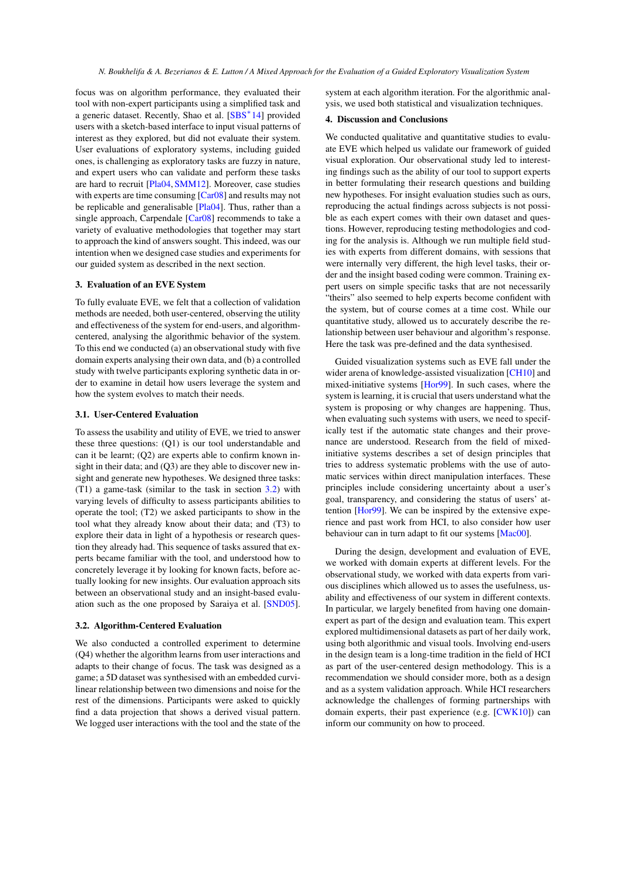focus was on algorithm performance, they evaluated their tool with non-expert participants using a simplified task and a generic dataset. Recently, Shao et al. [SBS*14] provided users with a sketch-based interface to input visual patterns of interest as they explored, but did not evaluate their system. User evaluations of exploratory systems, including guided ones, is challenging as exploratory tasks are fuzzy in nature, and expert users who can validate and perform these tasks are hard to recruit [Pla04, SMM12]. Moreover, case studies with experts are time consuming [Car08] and results may not be replicable and generalisable [Pla04]. Thus, rather than a single approach, Carpendale [Car08] recommends to take a variety of evaluative methodologies that together may start to approach the kind of answers sought. This indeed, was our intention when we designed case studies and experiments for our guided system as described in the next section.

## 3. Evaluation of an EVE System

To fully evaluate EVE, we felt that a collection of validation methods are needed, both user-centered, observing the utility and effectiveness of the system for end-users, and algorithm-centered, analysing the algorithmic behavior of the system. To this end we conducted (a) an observational study with five domain experts analysing their own data, and (b) a controlled study with twelve participants exploring synthetic data in order to examine in detail how users leverage the system and how the system evolves to match their needs.

### 3.1. User-Centered Evaluation

To assess the usability and utility of EVE, we tried to answer these three questions: (Q1) is our tool understandable and can it be learnt; (Q2) are experts able to confirm known insight in their data; and (Q3) are they able to discover new insight and generate new hypotheses. We designed three tasks: (T1) a game-task (similar to the task in section 3.2) with varying levels of difficulty to assess participants abilities to operate the tool; (T2) we asked participants to show in the tool what they already know about their data; and (T3) to explore their data in light of a hypothesis or research question they already had. This sequence of tasks assured that experts became familiar with the tool, and understood how to concretely leverage it by looking for known facts, before actually looking for new insights. Our evaluation approach sits between an observational study and an insight-based evaluation such as the one proposed by Saraiya et al. [SND05].

### 3.2. Algorithm-Centered Evaluation

We also conducted a controlled experiment to determine (Q4) whether the algorithm learns from user interactions and adapts to their change of focus. The task was designed as a game; a 5D dataset was synthesised with an embedded curvilinear relationship between two dimensions and noise for the rest of the dimensions. Participants were asked to quickly find a data projection that shows a derived visual pattern. We logged user interactions with the tool and the state of the system at each algorithm iteration. For the algorithmic analysis, we used both statistical and visualization techniques.

## 4. Discussion and Conclusions

We conducted qualitative and quantitative studies to evaluate EVE which helped us validate our framework of guided visual exploration. Our observational study led to interesting findings such as the ability of our tool to support experts in better formulating their research questions and building new hypotheses. For insight evaluation studies such as ours, reproducing the actual findings across subjects is not possible as each expert comes with their own dataset and questions. However, reproducing testing methodologies and coding for the analysis is. Although we run multiple field studies with experts from different domains, with sessions that were internally very different, the high level tasks, their order and the insight based coding were common. Training expert users on simple specific tasks that are not necessarily "theirs" also seemed to help experts become confident with the system, but of course comes at a time cost. While our quantitative study, allowed us to accurately describe the relationship between user behaviour and algorithm's response. Here the task was pre-defined and the data synthesised.

Guided visualization systems such as EVE fall under the wider arena of knowledge-assisted visualization [CH10] and mixed-initiative systems [Hor99]. In such cases, where the system is learning, it is crucial that users understand what the system is proposing or why changes are happening. Thus, when evaluating such systems with users, we need to specifically test if the automatic state changes and their provenance are understood. Research from the field of mixed-initiative systems describes a set of design principles that tries to address systematic problems with the use of automatic services within direct manipulation interfaces. These principles include considering uncertainty about a user's goal, transparency, and considering the status of users' attention [Hor99]. We can be inspired by the extensive experience and past work from HCI, to also consider how user behaviour can in turn adapt to fit our systems [Mac00].

During the design, development and evaluation of EVE, we worked with domain experts at different levels. For the observational study, we worked with data experts from various disciplines which allowed us to asses the usefulness, usability and effectiveness of our system in different contexts. In particular, we largely benefited from having one domain-expert as part of the design and evaluation team. This expert explored multidimensional datasets as part of her daily work, using both algorithmic and visual tools. Involving end-users in the design team is a long-time tradition in the field of HCI as part of the user-centered design methodology. This is a recommendation we should consider more, both as a design and as a system validation approach. While HCI researchers acknowledge the challenges of forming partnerships with domain experts, their past experience (e.g. [CWK10]) can inform our community on how to proceed.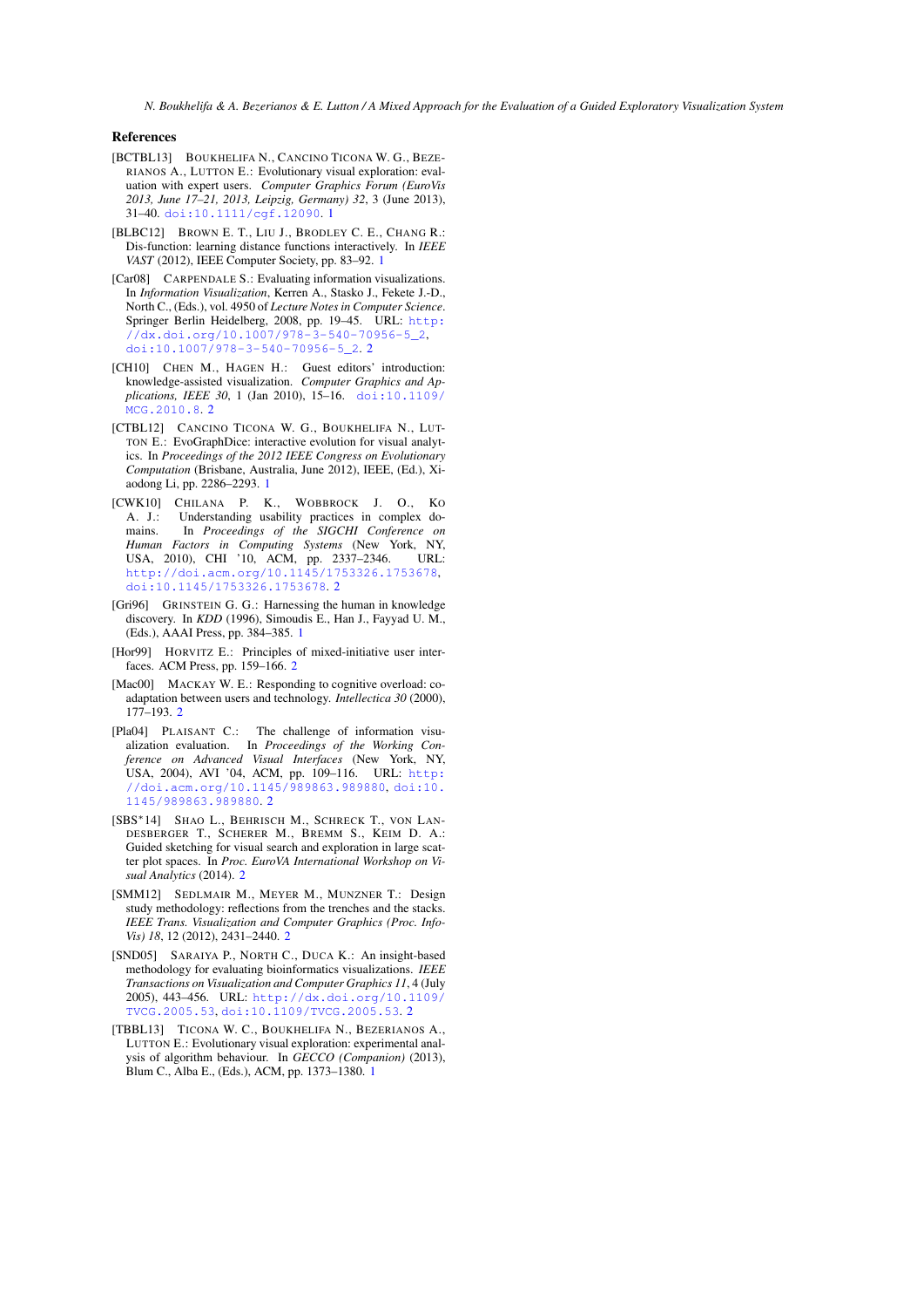## References

[BCTBL13] BOUKHELIFA N., CANCINO TICONA W. G., BEZERIANOS A., LUTTON E.: Evolutionary visual exploration: evaluation with expert users. *Computer Graphics Forum (EuroVis 2013, June 17–21, 2013, Leipzig, Germany) 32*, 3 (June 2013), 31–40. doi:10.1111/cgf.12090. 1

[BLBC12] BROWN E. T., LIU J., BRODLEY C. E., CHANG R.: Dis-function: learning distance functions interactively. In *IEEE VAST* (2012), IEEE Computer Society, pp. 83–92. 1

[Car08] CARPENDALE S.: Evaluating information visualizations. In *Information Visualization*, Kerren A., Stasko J., Fekete J.-D., North C., (Eds.), vol. 4950 of *Lecture Notes in Computer Science*. Springer Berlin Heidelberg, 2008, pp. 19–45. URL: http://dx.doi.org/10.1007/978-3-540-70956-5_2, doi:10.1007/978-3-540-70956-5_2. 2

[CH10] CHEN M., HAGEN H.: Guest editors' introduction: knowledge-assisted visualization. *Computer Graphics and Applications, IEEE 30*, 1 (Jan 2010), 15–16. doi:10.1109/MCG.2010.8. 2

[CTBL12] CANCINO TICONA W. G., BOUKHELIFA N., LUTTON E.: EvoGraphDice: interactive evolution for visual analytics. In *Proceedings of the 2012 IEEE Congress on Evolutionary Computation* (Brisbane, Australia, June 2012), IEEE, (Ed.), Xiaodong Li, pp. 2286–2293. 1

[CWK10] CHILANA P. K., WOBBROCK J. O., KO A. J.: Understanding usability practices in complex domains. In *Proceedings of the SIGCHI Conference on Human Factors in Computing Systems* (New York, NY, USA, 2010), CHI '10, ACM, pp. 2337–2346. URL: http://doi.acm.org/10.1145/1753326.1753678, doi:10.1145/1753326.1753678. 2

[Gri96] GRINSTEIN G. G.: Harnessing the human in knowledge discovery. In *KDD* (1996), Simoudis E., Han J., Fayyad U. M., (Eds.), AAAI Press, pp. 384–385. 1

[Hor99] HORVITZ E.: Principles of mixed-initiative user interfaces. ACM Press, pp. 159–166. 2

[Mac00] MACKAY W. E.: Responding to cognitive overload: co-adaptation between users and technology. *Intellectica 30* (2000), 177–193. 2

[Pla04] PLAISANT C.: The challenge of information visualization evaluation. In *Proceedings of the Working Conference on Advanced Visual Interfaces* (New York, NY, USA, 2004), AVI '04, ACM, pp. 109–116. URL: http://doi.acm.org/10.1145/989863.989880, doi:10.1145/989863.989880. 2

[SBS*14] SHAO L., BEHRISCH M., SCHRECK T., VON LANDESBERGER T., SCHERER M., BREMM S., KEIM D. A.: Guided sketching for visual search and exploration in large scatter plot spaces. In *Proc. EuroVA International Workshop on Visual Analytics* (2014). 2

[SMM12] SEDLMAIR M., MEYER M., MUNZNER T.: Design study methodology: reflections from the trenches and the stacks. *IEEE Trans. Visualization and Computer Graphics (Proc. InfoVis) 18*, 12 (2012), 2431–2440. 2

[SND05] SARAIYA P., NORTH C., DUCA K.: An insight-based methodology for evaluating bioinformatics visualizations. *IEEE Transactions on Visualization and Computer Graphics 11*, 4 (July 2005), 443–456. URL: http://dx.doi.org/10.1109/TVCG.2005.53, doi:10.1109/TVCG.2005.53. 2

[TBBL13] TICONA W. C., BOUKHELIFA N., BEZERIANOS A., LUTTON E.: Evolutionary visual exploration: experimental analysis of algorithm behaviour. In *GECCO (Companion)* (2013), Blum C., Alba E., (Eds.), ACM, pp. 1373–1380. 1